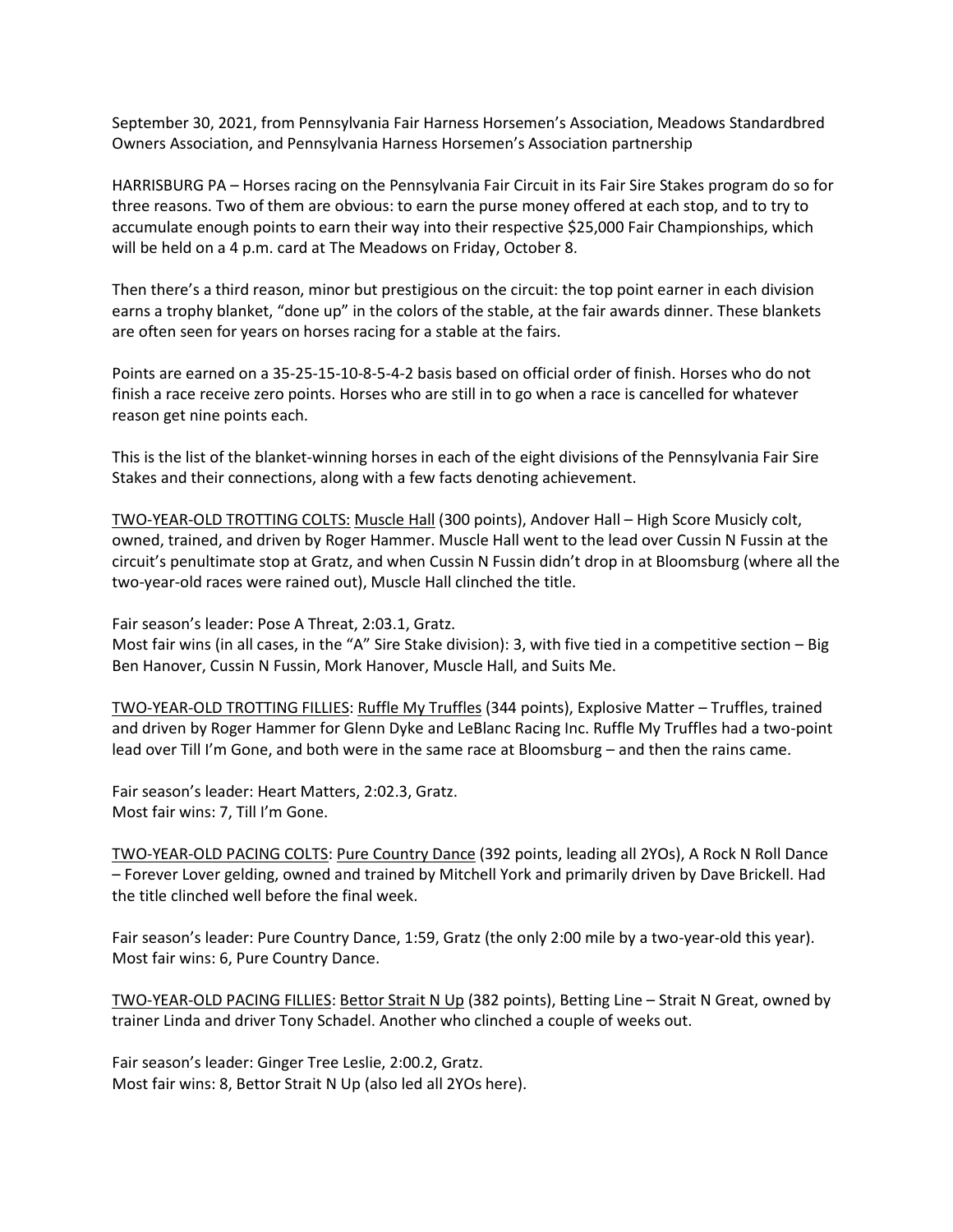September 30, 2021, from Pennsylvania Fair Harness Horsemen's Association, Meadows Standardbred Owners Association, and Pennsylvania Harness Horsemen's Association partnership

HARRISBURG PA – Horses racing on the Pennsylvania Fair Circuit in its Fair Sire Stakes program do so for three reasons. Two of them are obvious: to earn the purse money offered at each stop, and to try to accumulate enough points to earn their way into their respective $25,000 Fair Championships, which will be held on a 4 p.m. card at The Meadows on Friday, October 8.

Then there's a third reason, minor but prestigious on the circuit: the top point earner in each division earns a trophy blanket, "done up" in the colors of the stable, at the fair awards dinner. These blankets are often seen for years on horses racing for a stable at the fairs.

Points are earned on a 35-25-15-10-8-5-4-2 basis based on official order of finish. Horses who do not finish a race receive zero points. Horses who are still in to go when a race is cancelled for whatever reason get nine points each.

This is the list of the blanket-winning horses in each of the eight divisions of the Pennsylvania Fair Sire Stakes and their connections, along with a few facts denoting achievement.

<u>TWO-YEAR-OLD TROTTING COLTS:</u> <u>Muscle Hall</u> (300 points), Andover Hall – High Score Musicly colt, owned, trained, and driven by Roger Hammer. Muscle Hall went to the lead over Cussin N Fussin at the circuit's penultimate stop at Gratz, and when Cussin N Fussin didn't drop in at Bloomsburg (where all the two-year-old races were rained out), Muscle Hall clinched the title.

Fair season's leader: Pose A Threat, 2:03.1, Gratz.
Most fair wins (in all cases, in the "A" Sire Stake division): 3, with five tied in a competitive section – Big Ben Hanover, Cussin N Fussin, Mork Hanover, Muscle Hall, and Suits Me.

<u>TWO-YEAR-OLD TROTTING FILLIES</u>: <u>Ruffle My Truffles</u> (344 points), Explosive Matter – Truffles, trained and driven by Roger Hammer for Glenn Dyke and LeBlanc Racing Inc. Ruffle My Truffles had a two-point lead over Till I'm Gone, and both were in the same race at Bloomsburg – and then the rains came.

Fair season's leader: Heart Matters, 2:02.3, Gratz.
Most fair wins: 7, Till I'm Gone.

<u>TWO-YEAR-OLD PACING COLTS</u>: <u>Pure Country Dance</u> (392 points, leading all 2YOs), A Rock N Roll Dance – Forever Lover gelding, owned and trained by Mitchell York and primarily driven by Dave Brickell. Had the title clinched well before the final week.

Fair season's leader: Pure Country Dance, 1:59, Gratz (the only 2:00 mile by a two-year-old this year).
Most fair wins: 6, Pure Country Dance.

<u>TWO-YEAR-OLD PACING FILLIES</u>: <u>Bettor Strait N Up</u> (382 points), Betting Line – Strait N Great, owned by trainer Linda and driver Tony Schadel. Another who clinched a couple of weeks out.

Fair season's leader: Ginger Tree Leslie, 2:00.2, Gratz.
Most fair wins: 8, Bettor Strait N Up (also led all 2YOs here).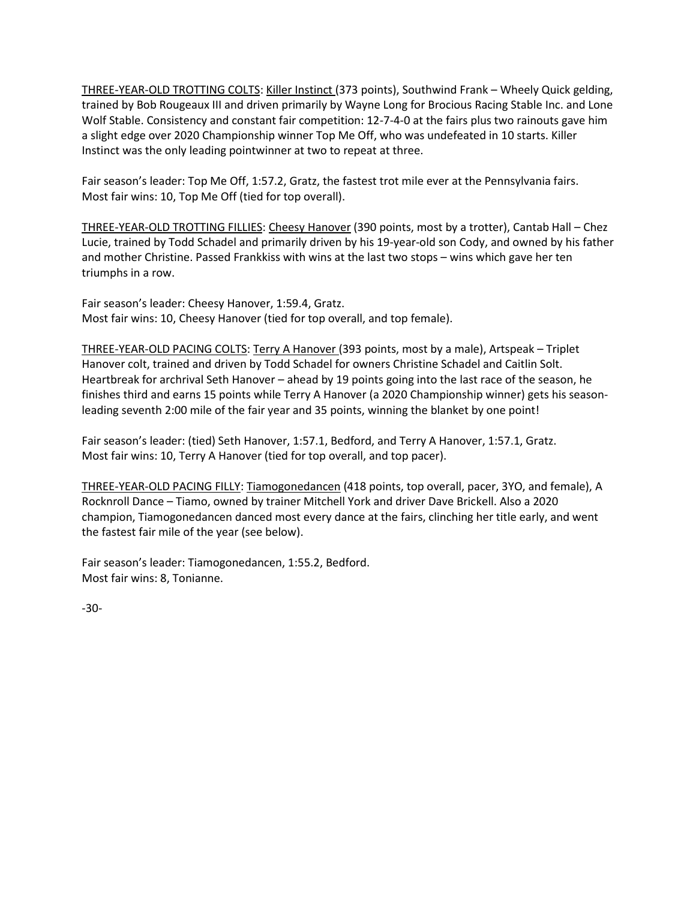<u>THREE-YEAR-OLD TROTTING COLTS</u>: <u>Killer Instinct</u> (373 points), Southwind Frank – Wheely Quick gelding, trained by Bob Rougeaux III and driven primarily by Wayne Long for Brocious Racing Stable Inc. and Lone Wolf Stable. Consistency and constant fair competition: 12-7-4-0 at the fairs plus two rainouts gave him a slight edge over 2020 Championship winner Top Me Off, who was undefeated in 10 starts. Killer Instinct was the only leading pointwinner at two to repeat at three.

Fair season's leader: Top Me Off, 1:57.2, Gratz, the fastest trot mile ever at the Pennsylvania fairs.
Most fair wins: 10, Top Me Off (tied for top overall).

<u>THREE-YEAR-OLD TROTTING FILLIES</u>: <u>Cheesy Hanover</u> (390 points, most by a trotter), Cantab Hall – Chez Lucie, trained by Todd Schadel and primarily driven by his 19-year-old son Cody, and owned by his father and mother Christine. Passed Frankkiss with wins at the last two stops – wins which gave her ten triumphs in a row.

Fair season's leader: Cheesy Hanover, 1:59.4, Gratz.
Most fair wins: 10, Cheesy Hanover (tied for top overall, and top female).

<u>THREE-YEAR-OLD PACING COLTS</u>: <u>Terry A Hanover</u> (393 points, most by a male), Artspeak – Triplet Hanover colt, trained and driven by Todd Schadel for owners Christine Schadel and Caitlin Solt. Heartbreak for archrival Seth Hanover – ahead by 19 points going into the last race of the season, he finishes third and earns 15 points while Terry A Hanover (a 2020 Championship winner) gets his season-leading seventh 2:00 mile of the fair year and 35 points, winning the blanket by one point!

Fair season's leader: (tied) Seth Hanover, 1:57.1, Bedford, and Terry A Hanover, 1:57.1, Gratz.
Most fair wins: 10, Terry A Hanover (tied for top overall, and top pacer).

<u>THREE-YEAR-OLD PACING FILLY</u>: <u>Tiamogonedancen</u> (418 points, top overall, pacer, 3YO, and female), A Rocknroll Dance – Tiamo, owned by trainer Mitchell York and driver Dave Brickell. Also a 2020 champion, Tiamogonedancen danced most every dance at the fairs, clinching her title early, and went the fastest fair mile of the year (see below).

Fair season's leader: Tiamogonedancen, 1:55.2, Bedford.
Most fair wins: 8, Tonianne.

-30-